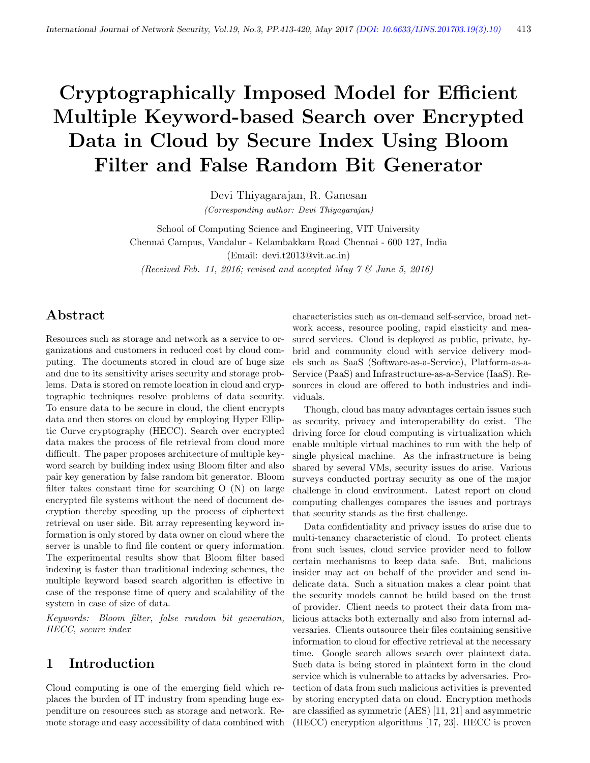# Cryptographically Imposed Model for Efficient Multiple Keyword-based Search over Encrypted Data in Cloud by Secure Index Using Bloom Filter and False Random Bit Generator

Devi Thiyagarajan, R. Ganesan

*(Corresponding author: Devi Thiyagarajan)*

School of Computing Science and Engineering, VIT University
Chennai Campus, Vandalur - Kelambakkam Road Chennai - 600 127, India
(Email: devi.t2013@vit.ac.in)

*(Received Feb. 11, 2016; revised and accepted May 7 & June 5, 2016)*

## Abstract

Resources such as storage and network as a service to organizations and customers in reduced cost by cloud computing. The documents stored in cloud are of huge size and due to its sensitivity arises security and storage problems. Data is stored on remote location in cloud and cryptographic techniques resolve problems of data security. To ensure data to be secure in cloud, the client encrypts data and then stores on cloud by employing Hyper Elliptic Curve cryptography (HECC). Search over encrypted data makes the process of file retrieval from cloud more difficult. The paper proposes architecture of multiple keyword search by building index using Bloom filter and also pair key generation by false random bit generator. Bloom filter takes constant time for searching O (N) on large encrypted file systems without the need of document decryption thereby speeding up the process of ciphertext retrieval on user side. Bit array representing keyword information is only stored by data owner on cloud where the server is unable to find file content or query information. The experimental results show that Bloom filter based indexing is faster than traditional indexing schemes, the multiple keyword based search algorithm is effective in case of the response time of query and scalability of the system in case of size of data.

*Keywords: Bloom filter, false random bit generation, HECC, secure index*

## 1 Introduction

Cloud computing is one of the emerging field which replaces the burden of IT industry from spending huge expenditure on resources such as storage and network. Remote storage and easy accessibility of data combined with characteristics such as on-demand self-service, broad network access, resource pooling, rapid elasticity and measured services. Cloud is deployed as public, private, hybrid and community cloud with service delivery models such as SaaS (Software-as-a-Service), Platform-as-a-Service (PaaS) and Infrastructure-as-a-Service (IaaS). Resources in cloud are offered to both industries and individuals.

Though, cloud has many advantages certain issues such as security, privacy and interoperability do exist. The driving force for cloud computing is virtualization which enable multiple virtual machines to run with the help of single physical machine. As the infrastructure is being shared by several VMs, security issues do arise. Various surveys conducted portray security as one of the major challenge in cloud environment. Latest report on cloud computing challenges compares the issues and portrays that security stands as the first challenge.

Data confidentiality and privacy issues do arise due to multi-tenancy characteristic of cloud. To protect clients from such issues, cloud service provider need to follow certain mechanisms to keep data safe. But, malicious insider may act on behalf of the provider and send indelicate data. Such a situation makes a clear point that the security models cannot be build based on the trust of provider. Client needs to protect their data from malicious attacks both externally and also from internal adversaries. Clients outsource their files containing sensitive information to cloud for effective retrieval at the necessary time. Google search allows search over plaintext data. Such data is being stored in plaintext form in the cloud service which is vulnerable to attacks by adversaries. Protection of data from such malicious activities is prevented by storing encrypted data on cloud. Encryption methods are classified as symmetric (AES) [11, 21] and asymmetric (HECC) encryption algorithms [17, 23]. HECC is proven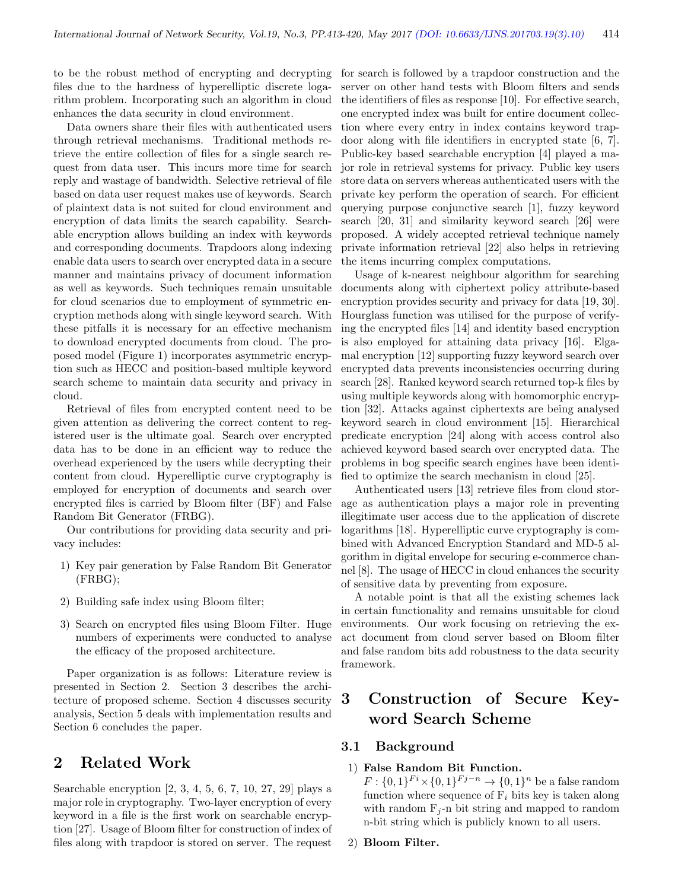to be the robust method of encrypting and decrypting files due to the hardness of hyperelliptic discrete logarithm problem. Incorporating such an algorithm in cloud enhances the data security in cloud environment.

Data owners share their files with authenticated users through retrieval mechanisms. Traditional methods retrieve the entire collection of files for a single search request from data user. This incurs more time for search reply and wastage of bandwidth. Selective retrieval of file based on data user request makes use of keywords. Search of plaintext data is not suited for cloud environment and encryption of data limits the search capability. Searchable encryption allows building an index with keywords and corresponding documents. Trapdoors along indexing enable data users to search over encrypted data in a secure manner and maintains privacy of document information as well as keywords. Such techniques remain unsuitable for cloud scenarios due to employment of symmetric encryption methods along with single keyword search. With these pitfalls it is necessary for an effective mechanism to download encrypted documents from cloud. The proposed model (Figure 1) incorporates asymmetric encryption such as HECC and position-based multiple keyword search scheme to maintain data security and privacy in cloud.

Retrieval of files from encrypted content need to be given attention as delivering the correct content to registered user is the ultimate goal. Search over encrypted data has to be done in an efficient way to reduce the overhead experienced by the users while decrypting their content from cloud. Hyperelliptic curve cryptography is employed for encryption of documents and search over encrypted files is carried by Bloom filter (BF) and False Random Bit Generator (FRBG).

Our contributions for providing data security and privacy includes:

1) Key pair generation by False Random Bit Generator (FRBG);
2) Building safe index using Bloom filter;
3) Search on encrypted files using Bloom Filter. Huge numbers of experiments were conducted to analyse the efficacy of the proposed architecture.

Paper organization is as follows: Literature review is presented in Section 2. Section 3 describes the architecture of proposed scheme. Section 4 discusses security analysis, Section 5 deals with implementation results and Section 6 concludes the paper.

# 2 Related Work

Searchable encryption [2, 3, 4, 5, 6, 7, 10, 27, 29] plays a major role in cryptography. Two-layer encryption of every keyword in a file is the first work on searchable encryption [27]. Usage of Bloom filter for construction of index of files along with trapdoor is stored on server. The request for search is followed by a trapdoor construction and the server on other hand tests with Bloom filters and sends the identifiers of files as response [10]. For effective search, one encrypted index was built for entire document collection where every entry in index contains keyword trapdoor along with file identifiers in encrypted state [6, 7]. Public-key based searchable encryption [4] played a major role in retrieval systems for privacy. Public key users store data on servers whereas authenticated users with the private key perform the operation of search. For efficient querying purpose conjunctive search [1], fuzzy keyword search [20, 31] and similarity keyword search [26] were proposed. A widely accepted retrieval technique namely private information retrieval [22] also helps in retrieving the items incurring complex computations.

Usage of k-nearest neighbour algorithm for searching documents along with ciphertext policy attribute-based encryption provides security and privacy for data [19, 30]. Hourglass function was utilised for the purpose of verifying the encrypted files [14] and identity based encryption is also employed for attaining data privacy [16]. Elgamal encryption [12] supporting fuzzy keyword search over encrypted data prevents inconsistencies occurring during search [28]. Ranked keyword search returned top-k files by using multiple keywords along with homomorphic encryption [32]. Attacks against ciphertexts are being analysed keyword search in cloud environment [15]. Hierarchical predicate encryption [24] along with access control also achieved keyword based search over encrypted data. The problems in bog specific search engines have been identified to optimize the search mechanism in cloud [25].

Authenticated users [13] retrieve files from cloud storage as authentication plays a major role in preventing illegitimate user access due to the application of discrete logarithms [18]. Hyperelliptic curve cryptography is combined with Advanced Encryption Standard and MD-5 algorithm in digital envelope for securing e-commerce channel [8]. The usage of HECC in cloud enhances the security of sensitive data by preventing from exposure.

A notable point is that all the existing schemes lack in certain functionality and remains unsuitable for cloud environments. Our work focusing on retrieving the exact document from cloud server based on Bloom filter and false random bits add robustness to the data security framework.

# 3 Construction of Secure Keyword Search Scheme

## 3.1 Background

1) **False Random Bit Function.**
$F : \{0,1\}^{Fi} \times \{0,1\}^{Fj-n} \rightarrow \{0,1\}^n$ be a false random function where sequence of $F_i$ bits key is taken along with random $F_j$-n bit string and mapped to random n-bit string which is publicly known to all users.

2) **Bloom Filter.**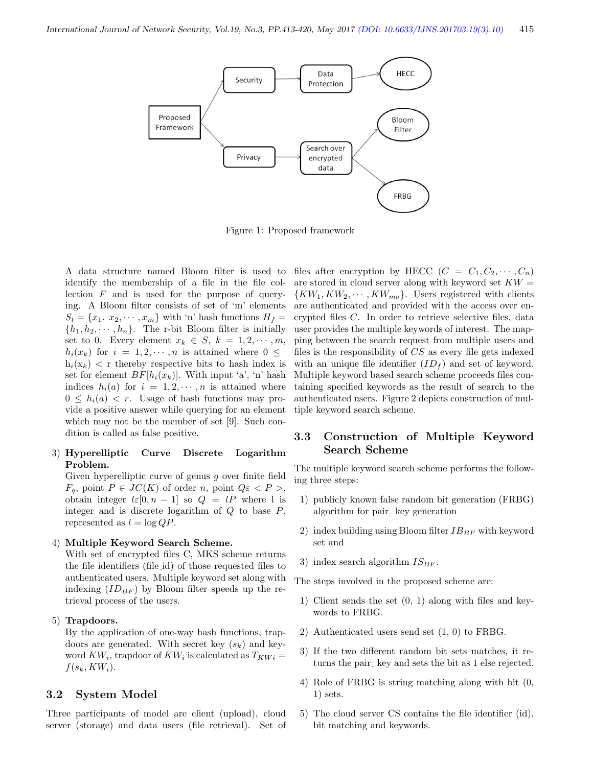Figure 1: Proposed framework

A data structure named Bloom filter is used to identify the membership of a file in the file collection $F$ and is used for the purpose of querying. A Bloom filter consists of set of 'm' elements $S_t = \{x_1.\ x_2, \cdots, x_m\}$ with 'n' hash functions $H_f = \{h_1, h_2, \cdots, h_n\}$. The r-bit Bloom filter is initially set to 0. Every element $x_k \in S$, $k = 1, 2, \cdots, m$, $h_i(x_k)$ for $i = 1, 2, \cdots, n$ is attained where $0 \leq h_i(x_k) < r$ thereby respective bits to hash index is set for element $BF[h_i(x_k)]$. With input 'a', 'n' hash indices $h_i(a)$ for $i = 1, 2, \cdots, n$ is attained where $0 \leq h_i(a) < r$. Usage of hash functions may provide a positive answer while querying for an element which may not be the member of set [9]. Such condition is called as false positive.

3) **Hyperelliptic Curve Discrete Logarithm Problem.**
   Given hyperelliptic curve of genus $g$ over finite field $F_q$, point $P \in JC(K)$ of order $n$, point $Q\varepsilon < P >$, obtain integer $l\varepsilon[0, n-1]$ so $Q = lP$ where l is integer and is discrete logarithm of $Q$ to base $P$, represented as $l = \log QP$.

4) **Multiple Keyword Search Scheme.**
   With set of encrypted files C, MKS scheme returns the file identifiers (file_id) of those requested files to authenticated users. Multiple keyword set along with indexing ($ID_{BF}$) by Bloom filter speeds up the retrieval process of the users.

5) **Trapdoors.**
   By the application of one-way hash functions, trapdoors are generated. With secret key ($s_k$) and keyword $KW_i$, trapdoor of $KW_i$ is calculated as $T_{KWi} = f(s_k, KW_i)$.

## 3.2 System Model

Three participants of model are client (upload), cloud server (storage) and data users (file retrieval). Set of files after encryption by HECC ($C = C_1, C_2, \cdots, C_n$) are stored in cloud server along with keyword set $KW = \{KW_1, KW_2, \cdots, KW_{mo}\}$. Users registered with clients are authenticated and provided with the access over encrypted files $C$. In order to retrieve selective files, data user provides the multiple keywords of interest. The mapping between the search request from multiple users and files is the responsibility of $CS$ as every file gets indexed with an unique file identifier ($ID_f$) and set of keyword. Multiple keyword based search scheme proceeds files containing specified keywords as the result of search to the authenticated users. Figure 2 depicts construction of multiple keyword search scheme.

## 3.3 Construction of Multiple Keyword Search Scheme

The multiple keyword search scheme performs the following three steps:

1) publicly known false random bit generation (FRBG) algorithm for pair_ key generation
2) index building using Bloom filter $IB_{BF}$ with keyword set and
3) index search algorithm $IS_{BF}$.

The steps involved in the proposed scheme are:

1) Client sends the set (0, 1) along with files and keywords to FRBG.
2) Authenticated users send set (1, 0) to FRBG.
3) If the two different random bit sets matches, it returns the pair_ key and sets the bit as 1 else rejected.
4) Role of FRBG is string matching along with bit (0, 1) sets.
5) The cloud server CS contains the file identifier (id), bit matching and keywords.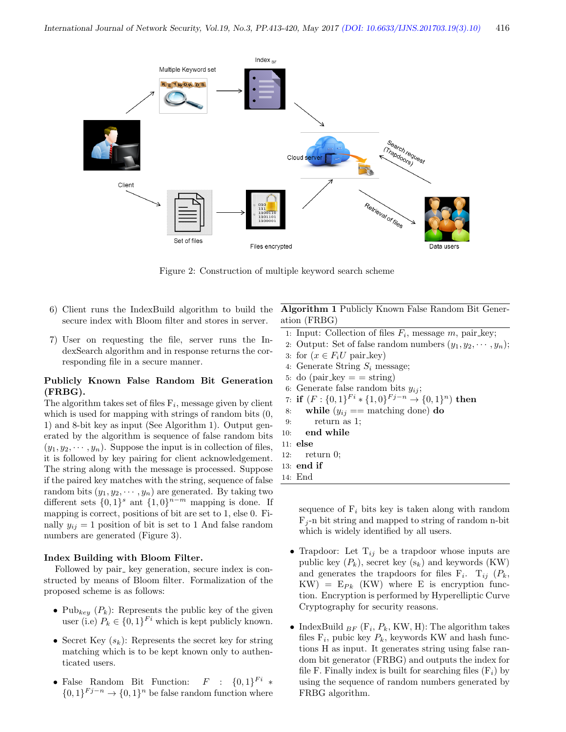Figure 2: Construction of multiple keyword search scheme

6) Client runs the IndexBuild algorithm to build the secure index with Bloom filter and stores in server.

7) User on requesting the file, server runs the IndexSearch algorithm and in response returns the corresponding file in a secure manner.

**Publicly Known False Random Bit Generation (FRBG).**
The algorithm takes set of files $F_i$, message given by client which is used for mapping with strings of random bits (0, 1) and 8-bit key as input (See Algorithm 1). Output generated by the algorithm is sequence of false random bits $(y_1, y_2, \cdots, y_n)$. Suppose the input is in collection of files, it is followed by key pairing for client acknowledgement. The string along with the message is processed. Suppose if the paired key matches with the string, sequence of false random bits $(y_1, y_2, \cdots, y_n)$ are generated. By taking two different sets $\{0,1\}^s$ ant $\{1,0\}^{n-m}$ mapping is done. If mapping is correct, positions of bit are set to 1, else 0. Finally $y_{ij} = 1$ position of bit is set to 1 And false random numbers are generated (Figure 3).

**Algorithm 1** Publicly Known False Random Bit Generation (FRBG)

```
1: Input: Collection of files F_i, message m, pair_key;
2: Output: Set of false random numbers (y_1, y_2, ..., y_n);
3: for (x ∈ F_iU pair_key)
4: Generate String S_i message;
5: do (pair_key = = string)
6: Generate false random bits y_ij;
7: if (F : {0,1}^Fi * {1,0}^Fj−n → {0,1}^n) then
8:     while (y_ij == matching done) do
9:         return as 1;
10:    end while
11: else
12:    return 0;
13: end if
14: End
```

**Index Building with Bloom Filter.**
Followed by pair_ key generation, secure index is constructed by means of Bloom filter. Formalization of the proposed scheme is as follows:

- Pub$_{key}$ ($P_k$): Represents the public key of the given user (i.e) $P_k \in \{0,1\}^{Fi}$ which is kept publicly known.

- Secret Key ($s_k$): Represents the secret key for string matching which is to be kept known only to authenticated users.

- False Random Bit Function: $F : \{0,1\}^{Fi} * \{0,1\}^{Fj-n} \rightarrow \{0,1\}^n$ be false random function where sequence of $F_i$ bits key is taken along with random $F_j$-n bit string and mapped to string of random n-bit which is widely identified by all users.

- Trapdoor: Let $T_{ij}$ be a trapdoor whose inputs are public key ($P_k$), secret key ($s_k$) and keywords (KW) and generates the trapdoors for files $F_i$. $T_{ij}$ ($P_k$, KW) = $E_{Pk}$ (KW) where E is encryption function. Encryption is performed by Hyperelliptic Curve Cryptography for security reasons.

- IndexBuild $_{BF}$ ($F_i$, $P_k$, KW, H): The algorithm takes files $F_i$, pubic key $P_k$, keywords KW and hash functions H as input. It generates string using false random bit generator (FRBG) and outputs the index for file F. Finally index is built for searching files ($F_i$) by using the sequence of random numbers generated by FRBG algorithm.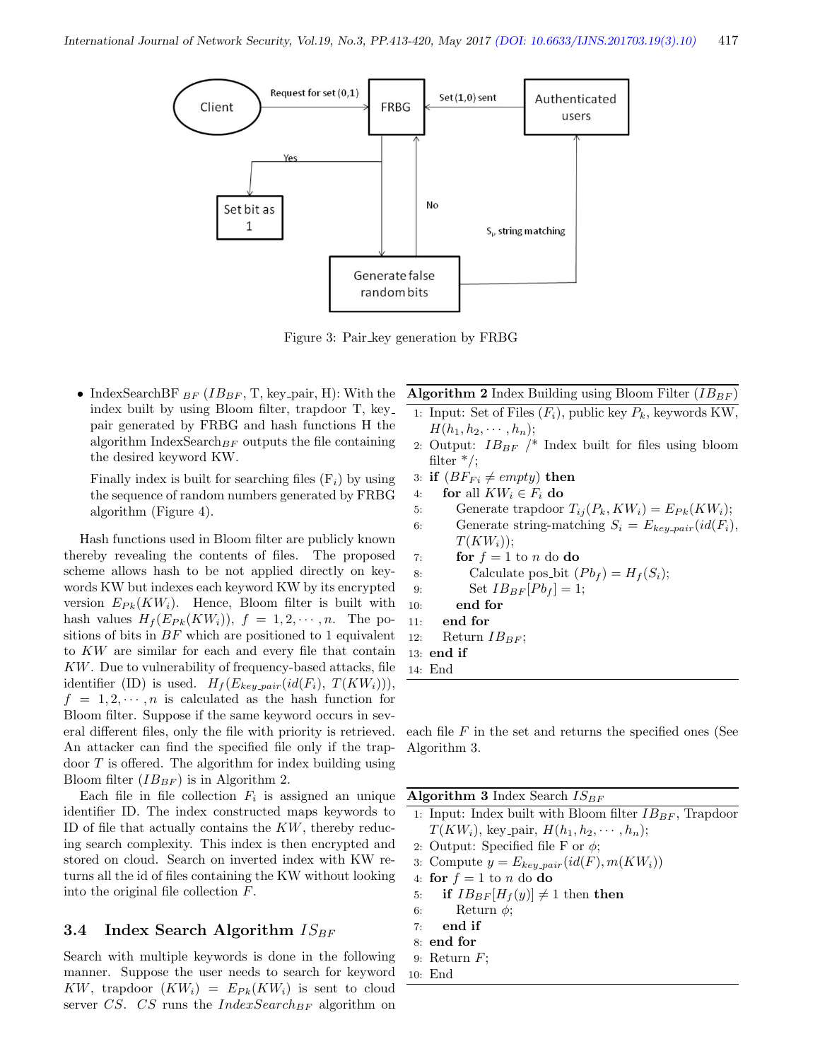Figure 3: Pair_key generation by FRBG

- IndexSearchBF $_{BF}$ ($IB_{BF}$, T, key_pair, H): With the index built by using Bloom filter, trapdoor T, key_pair generated by FRBG and hash functions H the algorithm IndexSearch$_{BF}$ outputs the file containing the desired keyword KW.

  Finally index is built for searching files ($F_i$) by using the sequence of random numbers generated by FRBG algorithm (Figure 4).

Hash functions used in Bloom filter are publicly known thereby revealing the contents of files. The proposed scheme allows hash to be not applied directly on keywords KW but indexes each keyword KW by its encrypted version $E_{Pk}(KW_i)$. Hence, Bloom filter is built with hash values $H_f(E_{Pk}(KW_i))$, $f = 1, 2, \cdots, n$. The positions of bits in $BF$ which are positioned to 1 equivalent to $KW$ are similar for each and every file that contain $KW$. Due to vulnerability of frequency-based attacks, file identifier (ID) is used. $H_f(E_{key\_pair}(id(F_i), T(KW_i)))$, $f = 1, 2, \cdots, n$ is calculated as the hash function for Bloom filter. Suppose if the same keyword occurs in several different files, only the file with priority is retrieved. An attacker can find the specified file only if the trapdoor $T$ is offered. The algorithm for index building using Bloom filter ($IB_{BF}$) is in Algorithm 2.

Each file in file collection $F_i$ is assigned an unique identifier ID. The index constructed maps keywords to ID of file that actually contains the $KW$, thereby reducing search complexity. This index is then encrypted and stored on cloud. Search on inverted index with KW returns all the id of files containing the KW without looking into the original file collection $F$.

**Algorithm 2** Index Building using Bloom Filter ($IB_{BF}$)

```
1:  Input: Set of Files (F_i), public key P_k, keywords KW, H(h_1, h_2, ..., h_n);
2:  Output: IB_BF /* Index built for files using bloom filter */;
3:  if (BF_Fi ≠ empty) then
4:    for all KW_i ∈ F_i do
5:      Generate trapdoor T_ij(P_k, KW_i) = E_Pk(KW_i);
6:      Generate string-matching S_i = E_key_pair(id(F_i), T(KW_i));
7:      for f = 1 to n do do
8:        Calculate pos_bit (Pb_f) = H_f(S_i);
9:        Set IB_BF[Pb_f] = 1;
10:     end for
11:   end for
12:   Return IB_BF;
13: end if
14: End
```

## 3.4 Index Search Algorithm $IS_{BF}$

Search with multiple keywords is done in the following manner. Suppose the user needs to search for keyword $KW$, trapdoor $(KW_i) = E_{Pk}(KW_i)$ is sent to cloud server $CS$. $CS$ runs the $IndexSearch_{BF}$ algorithm on each file $F$ in the set and returns the specified ones (See Algorithm 3.

**Algorithm 3** Index Search $IS_{BF}$

```
1:  Input: Index built with Bloom filter IB_BF, Trapdoor T(KW_i), key_pair, H(h_1, h_2, ..., h_n);
2:  Output: Specified file F or φ;
3:  Compute y = E_key_pair(id(F), m(KW_i))
4:  for f = 1 to n do do
5:    if IB_BF[H_f(y)] ≠ 1 then then
6:      Return φ;
7:    end if
8:  end for
9:  Return F;
10: End
```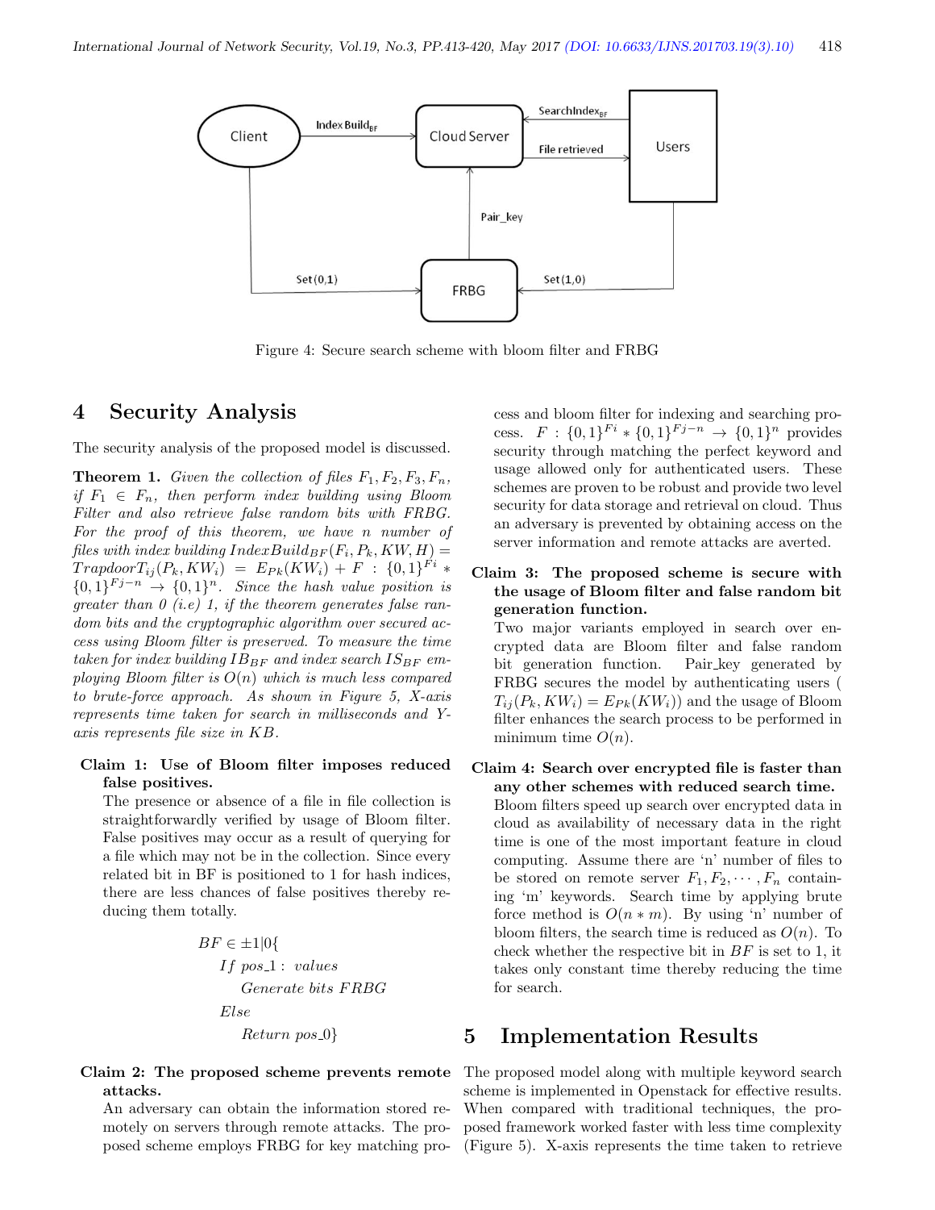Figure 4: Secure search scheme with bloom filter and FRBG

## 4 Security Analysis

The security analysis of the proposed model is discussed.

**Theorem 1.** *Given the collection of files $F_1, F_2, F_3, F_n$, if $F_1 \in F_n$, then perform index building using Bloom Filter and also retrieve false random bits with FRBG. For the proof of this theorem, we have n number of files with index building $IndexBuild_{BF}(F_i, P_k, KW, H) = Trapdoor T_{ij}(P_k, KW_i) = E_{Pk}(KW_i) + F : \{0,1\}^{Fi} * \{0,1\}^{Fj-n} \rightarrow \{0,1\}^n$. Since the hash value position is greater than 0 (i.e) 1, if the theorem generates false random bits and the cryptographic algorithm over secured access using Bloom filter is preserved. To measure the time taken for index building $IB_{BF}$ and index search $IS_{BF}$ employing Bloom filter is $O(n)$ which is much less compared to brute-force approach. As shown in Figure 5, X-axis represents time taken for search in milliseconds and Y-axis represents file size in KB.*

**Claim 1: Use of Bloom filter imposes reduced false positives.**
The presence or absence of a file in file collection is straightforwardly verified by usage of Bloom filter. False positives may occur as a result of querying for a file which may not be in the collection. Since every related bit in BF is positioned to 1 for hash indices, there are less chances of false positives thereby reducing them totally.

$$
\begin{aligned}
&BF \in \pm 1|0\{\\
&\quad If\ pos\_1:\ values\\
&\quad\quad Generate\ bits\ FRBG\\
&\quad Else\\
&\quad\quad Return\ pos\_0\}
\end{aligned}
$$

**Claim 2: The proposed scheme prevents remote attacks.**
An adversary can obtain the information stored remotely on servers through remote attacks. The proposed scheme employs FRBG for key matching process and bloom filter for indexing and searching process. $F : \{0,1\}^{Fi} * \{0,1\}^{Fj-n} \rightarrow \{0,1\}^n$ provides security through matching the perfect keyword and usage allowed only for authenticated users. These schemes are proven to be robust and provide two level security for data storage and retrieval on cloud. Thus an adversary is prevented by obtaining access on the server information and remote attacks are averted.

**Claim 3: The proposed scheme is secure with the usage of Bloom filter and false random bit generation function.**
Two major variants employed in search over encrypted data are Bloom filter and false random bit generation function. Pair_key generated by FRBG secures the model by authenticating users ( $T_{ij}(P_k, KW_i) = E_{Pk}(KW_i)$) and the usage of Bloom filter enhances the search process to be performed in minimum time $O(n)$.

**Claim 4: Search over encrypted file is faster than any other schemes with reduced search time.**
Bloom filters speed up search over encrypted data in cloud as availability of necessary data in the right time is one of the most important feature in cloud computing. Assume there are 'n' number of files to be stored on remote server $F_1, F_2, \cdots, F_n$ containing 'm' keywords. Search time by applying brute force method is $O(n * m)$. By using 'n' number of bloom filters, the search time is reduced as $O(n)$. To check whether the respective bit in $BF$ is set to 1, it takes only constant time thereby reducing the time for search.

## 5 Implementation Results

The proposed model along with multiple keyword search scheme is implemented in Openstack for effective results. When compared with traditional techniques, the proposed framework worked faster with less time complexity (Figure 5). X-axis represents the time taken to retrieve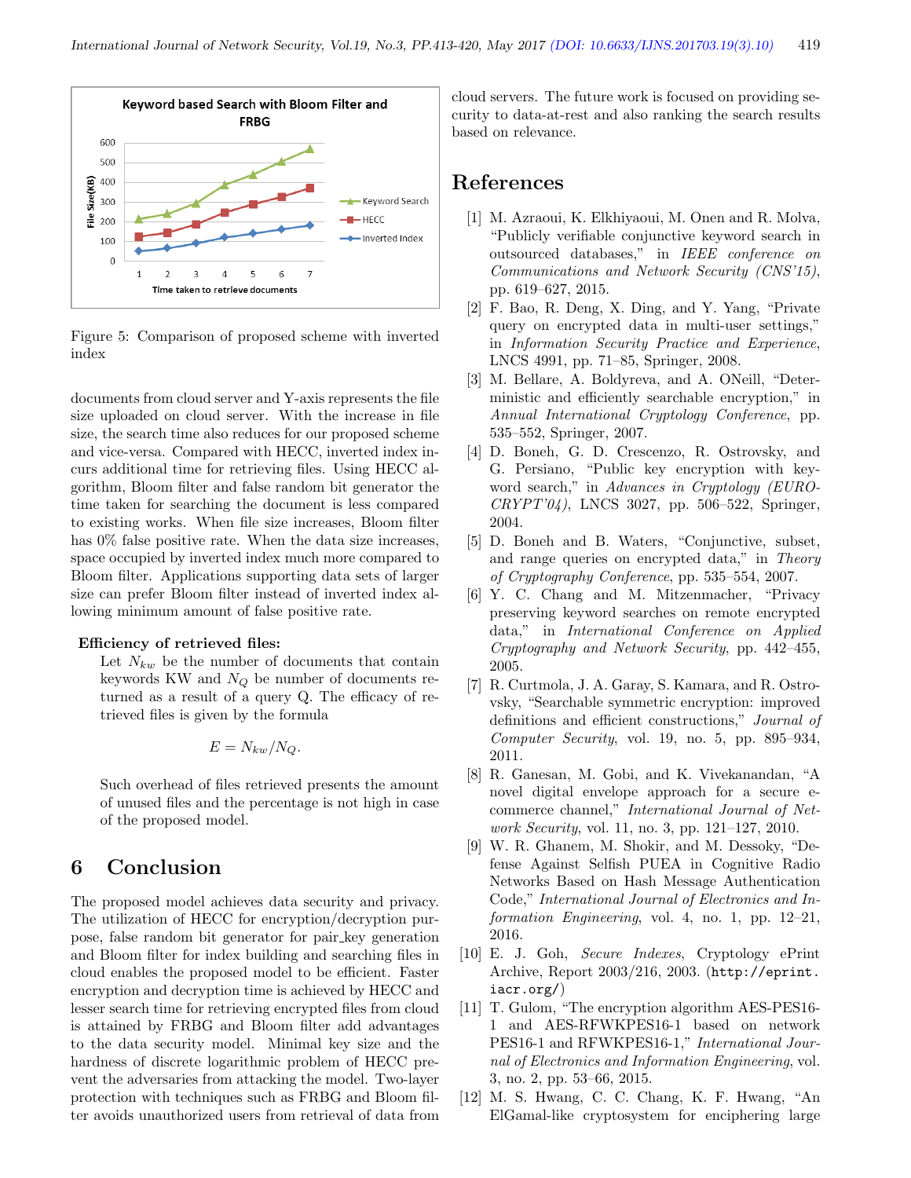Figure 5: Comparison of proposed scheme with inverted index

documents from cloud server and Y-axis represents the file size uploaded on cloud server. With the increase in file size, the search time also reduces for our proposed scheme and vice-versa. Compared with HECC, inverted index incurs additional time for retrieving files. Using HECC algorithm, Bloom filter and false random bit generator the time taken for searching the document is less compared to existing works. When file size increases, Bloom filter has 0% false positive rate. When the data size increases, space occupied by inverted index much more compared to Bloom filter. Applications supporting data sets of larger size can prefer Bloom filter instead of inverted index allowing minimum amount of false positive rate.

**Efficiency of retrieved files:**

Let $N_{kw}$ be the number of documents that contain keywords KW and $N_Q$ be number of documents returned as a result of a query Q. The efficacy of retrieved files is given by the formula

$$E = N_{kw}/N_Q.$$

Such overhead of files retrieved presents the amount of unused files and the percentage is not high in case of the proposed model.

# 6 Conclusion

The proposed model achieves data security and privacy. The utilization of HECC for encryption/decryption purpose, false random bit generator for pair_key generation and Bloom filter for index building and searching files in cloud enables the proposed model to be efficient. Faster encryption and decryption time is achieved by HECC and lesser search time for retrieving encrypted files from cloud is attained by FRBG and Bloom filter add advantages to the data security model. Minimal key size and the hardness of discrete logarithmic problem of HECC prevent the adversaries from attacking the model. Two-layer protection with techniques such as FRBG and Bloom filter avoids unauthorized users from retrieval of data from cloud servers. The future work is focused on providing security to data-at-rest and also ranking the search results based on relevance.

# References

[1] M. Azraoui, K. Elkhiyaoui, M. Onen and R. Molva, "Publicly verifiable conjunctive keyword search in outsourced databases," in *IEEE conference on Communications and Network Security (CNS'15)*, pp. 619–627, 2015.

[2] F. Bao, R. Deng, X. Ding, and Y. Yang, "Private query on encrypted data in multi-user settings," in *Information Security Practice and Experience*, LNCS 4991, pp. 71–85, Springer, 2008.

[3] M. Bellare, A. Boldyreva, and A. ONeill, "Deterministic and efficiently searchable encryption," in *Annual International Cryptology Conference*, pp. 535–552, Springer, 2007.

[4] D. Boneh, G. D. Crescenzo, R. Ostrovsky, and G. Persiano, "Public key encryption with keyword search," in *Advances in Cryptology (EUROCRYPT'04)*, LNCS 3027, pp. 506–522, Springer, 2004.

[5] D. Boneh and B. Waters, "Conjunctive, subset, and range queries on encrypted data," in *Theory of Cryptography Conference*, pp. 535–554, 2007.

[6] Y. C. Chang and M. Mitzenmacher, "Privacy preserving keyword searches on remote encrypted data," in *International Conference on Applied Cryptography and Network Security*, pp. 442–455, 2005.

[7] R. Curtmola, J. A. Garay, S. Kamara, and R. Ostrovsky, "Searchable symmetric encryption: improved definitions and efficient constructions," *Journal of Computer Security*, vol. 19, no. 5, pp. 895–934, 2011.

[8] R. Ganesan, M. Gobi, and K. Vivekanandan, "A novel digital envelope approach for a secure e-commerce channel," *International Journal of Network Security*, vol. 11, no. 3, pp. 121–127, 2010.

[9] W. R. Ghanem, M. Shokir, and M. Dessoky, "Defense Against Selfish PUEA in Cognitive Radio Networks Based on Hash Message Authentication Code," *International Journal of Electronics and Information Engineering*, vol. 4, no. 1, pp. 12–21, 2016.

[10] E. J. Goh, *Secure Indexes*, Cryptology ePrint Archive, Report 2003/216, 2003. (http://eprint.iacr.org/)

[11] T. Gulom, "The encryption algorithm AES-PES16-1 and AES-RFWKPES16-1 based on network PES16-1 and RFWKPES16-1," *International Journal of Electronics and Information Engineering*, vol. 3, no. 2, pp. 53–66, 2015.

[12] M. S. Hwang, C. C. Chang, K. F. Hwang, "An ElGamal-like cryptosystem for enciphering large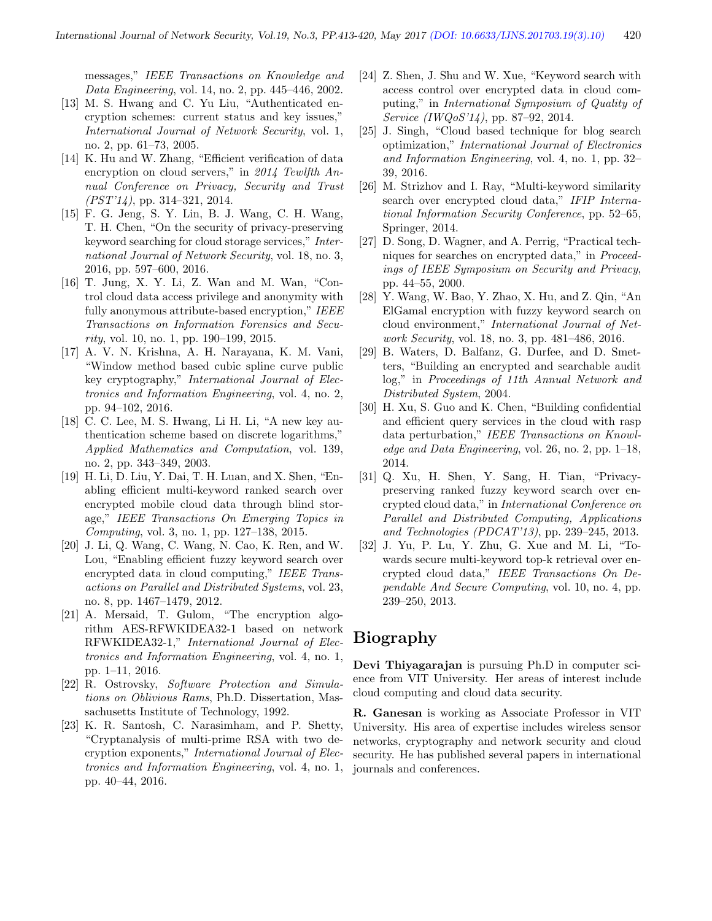messages," *IEEE Transactions on Knowledge and Data Engineering*, vol. 14, no. 2, pp. 445–446, 2002.

[13] M. S. Hwang and C. Yu Liu, "Authenticated encryption schemes: current status and key issues," *International Journal of Network Security*, vol. 1, no. 2, pp. 61–73, 2005.

[14] K. Hu and W. Zhang, "Efficient verification of data encryption on cloud servers," in *2014 Tewlfth Annual Conference on Privacy, Security and Trust (PST'14)*, pp. 314–321, 2014.

[15] F. G. Jeng, S. Y. Lin, B. J. Wang, C. H. Wang, T. H. Chen, "On the security of privacy-preserving keyword searching for cloud storage services," *International Journal of Network Security*, vol. 18, no. 3, 2016, pp. 597–600, 2016.

[16] T. Jung, X. Y. Li, Z. Wan and M. Wan, "Control cloud data access privilege and anonymity with fully anonymous attribute-based encryption," *IEEE Transactions on Information Forensics and Security*, vol. 10, no. 1, pp. 190–199, 2015.

[17] A. V. N. Krishna, A. H. Narayana, K. M. Vani, "Window method based cubic spline curve public key cryptography," *International Journal of Electronics and Information Engineering*, vol. 4, no. 2, pp. 94–102, 2016.

[18] C. C. Lee, M. S. Hwang, Li H. Li, "A new key authentication scheme based on discrete logarithms," *Applied Mathematics and Computation*, vol. 139, no. 2, pp. 343–349, 2003.

[19] H. Li, D. Liu, Y. Dai, T. H. Luan, and X. Shen, "Enabling efficient multi-keyword ranked search over encrypted mobile cloud data through blind storage," *IEEE Transactions On Emerging Topics in Computing*, vol. 3, no. 1, pp. 127–138, 2015.

[20] J. Li, Q. Wang, C. Wang, N. Cao, K. Ren, and W. Lou, "Enabling efficient fuzzy keyword search over encrypted data in cloud computing," *IEEE Transactions on Parallel and Distributed Systems*, vol. 23, no. 8, pp. 1467–1479, 2012.

[21] A. Mersaid, T. Gulom, "The encryption algorithm AES-RFWKIDEA32-1 based on network RFWKIDEA32-1," *International Journal of Electronics and Information Engineering*, vol. 4, no. 1, pp. 1–11, 2016.

[22] R. Ostrovsky, *Software Protection and Simulations on Oblivious Rams*, Ph.D. Dissertation, Massachusetts Institute of Technology, 1992.

[23] K. R. Santosh, C. Narasimham, and P. Shetty, "Cryptanalysis of multi-prime RSA with two decryption exponents," *International Journal of Electronics and Information Engineering*, vol. 4, no. 1, pp. 40–44, 2016.

[24] Z. Shen, J. Shu and W. Xue, "Keyword search with access control over encrypted data in cloud computing," in *International Symposium of Quality of Service (IWQoS'14)*, pp. 87–92, 2014.

[25] J. Singh, "Cloud based technique for blog search optimization," *International Journal of Electronics and Information Engineering*, vol. 4, no. 1, pp. 32–39, 2016.

[26] M. Strizhov and I. Ray, "Multi-keyword similarity search over encrypted cloud data," *IFIP International Information Security Conference*, pp. 52–65, Springer, 2014.

[27] D. Song, D. Wagner, and A. Perrig, "Practical techniques for searches on encrypted data," in *Proceedings of IEEE Symposium on Security and Privacy*, pp. 44–55, 2000.

[28] Y. Wang, W. Bao, Y. Zhao, X. Hu, and Z. Qin, "An ElGamal encryption with fuzzy keyword search on cloud environment," *International Journal of Network Security*, vol. 18, no. 3, pp. 481–486, 2016.

[29] B. Waters, D. Balfanz, G. Durfee, and D. Smetters, "Building an encrypted and searchable audit log," in *Proceedings of 11th Annual Network and Distributed System*, 2004.

[30] H. Xu, S. Guo and K. Chen, "Building confidential and efficient query services in the cloud with rasp data perturbation," *IEEE Transactions on Knowledge and Data Engineering*, vol. 26, no. 2, pp. 1–18, 2014.

[31] Q. Xu, H. Shen, Y. Sang, H. Tian, "Privacy-preserving ranked fuzzy keyword search over encrypted cloud data," in *International Conference on Parallel and Distributed Computing, Applications and Technologies (PDCAT'13)*, pp. 239–245, 2013.

[32] J. Yu, P. Lu, Y. Zhu, G. Xue and M. Li, "Towards secure multi-keyword top-k retrieval over encrypted cloud data," *IEEE Transactions On Dependable And Secure Computing*, vol. 10, no. 4, pp. 239–250, 2013.

# Biography

**Devi Thiyagarajan** is pursuing Ph.D in computer science from VIT University. Her areas of interest include cloud computing and cloud data security.

**R. Ganesan** is working as Associate Professor in VIT University. His area of expertise includes wireless sensor networks, cryptography and network security and cloud security. He has published several papers in international journals and conferences.